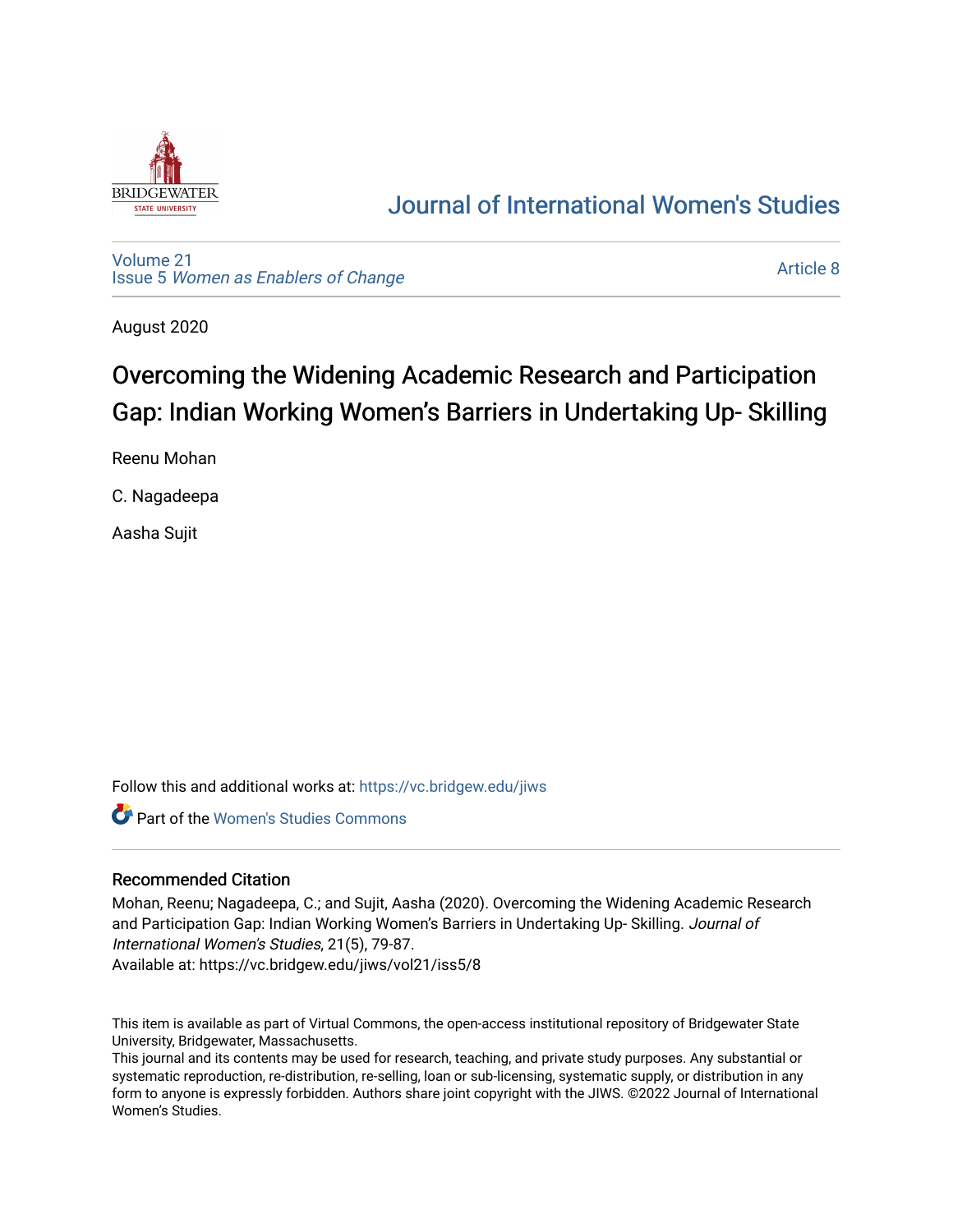# Journal of International Women's Studies

Volume 21
Issue 5 *Women as Enablers of Change*

Article 8

August 2020

## Overcoming the Widening Academic Research and Participation Gap: Indian Working Women's Barriers in Undertaking Up- Skilling

Reenu Mohan

C. Nagadeepa

Aasha Sujit

Follow this and additional works at: https://vc.bridgew.edu/jiws

Part of the Women's Studies Commons

### Recommended Citation

Mohan, Reenu; Nagadeepa, C.; and Sujit, Aasha (2020). Overcoming the Widening Academic Research and Participation Gap: Indian Working Women's Barriers in Undertaking Up- Skilling. *Journal of International Women's Studies*, 21(5), 79-87.
Available at: https://vc.bridgew.edu/jiws/vol21/iss5/8

This item is available as part of Virtual Commons, the open-access institutional repository of Bridgewater State University, Bridgewater, Massachusetts.
This journal and its contents may be used for research, teaching, and private study purposes. Any substantial or systematic reproduction, re-distribution, re-selling, loan or sub-licensing, systematic supply, or distribution in any form to anyone is expressly forbidden. Authors share joint copyright with the JIWS. ©2022 Journal of International Women's Studies.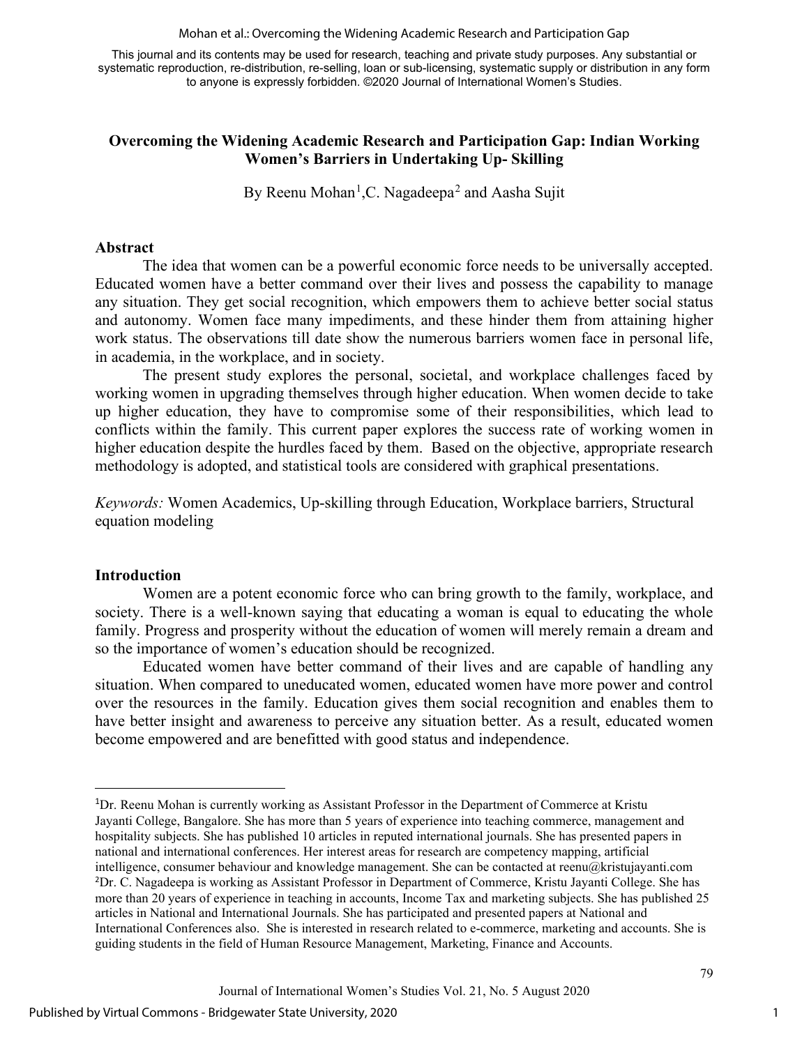This journal and its contents may be used for research, teaching and private study purposes. Any substantial or systematic reproduction, re-distribution, re-selling, loan or sub-licensing, systematic supply or distribution in any form to anyone is expressly forbidden. ©2020 Journal of International Women's Studies.

# Overcoming the Widening Academic Research and Participation Gap: Indian Working Women's Barriers in Undertaking Up- Skilling

By Reenu Mohan[1],C. Nagadeepa[2] and Aasha Sujit

## Abstract

The idea that women can be a powerful economic force needs to be universally accepted. Educated women have a better command over their lives and possess the capability to manage any situation. They get social recognition, which empowers them to achieve better social status and autonomy. Women face many impediments, and these hinder them from attaining higher work status. The observations till date show the numerous barriers women face in personal life, in academia, in the workplace, and in society.

The present study explores the personal, societal, and workplace challenges faced by working women in upgrading themselves through higher education. When women decide to take up higher education, they have to compromise some of their responsibilities, which lead to conflicts within the family. This current paper explores the success rate of working women in higher education despite the hurdles faced by them. Based on the objective, appropriate research methodology is adopted, and statistical tools are considered with graphical presentations.

*Keywords:* Women Academics, Up-skilling through Education, Workplace barriers, Structural equation modeling

## Introduction

Women are a potent economic force who can bring growth to the family, workplace, and society. There is a well-known saying that educating a woman is equal to educating the whole family. Progress and prosperity without the education of women will merely remain a dream and so the importance of women's education should be recognized.

Educated women have better command of their lives and are capable of handling any situation. When compared to uneducated women, educated women have more power and control over the resources in the family. Education gives them social recognition and enables them to have better insight and awareness to perceive any situation better. As a result, educated women become empowered and are benefitted with good status and independence.

---

[1] Dr. Reenu Mohan is currently working as Assistant Professor in the Department of Commerce at Kristu Jayanti College, Bangalore. She has more than 5 years of experience into teaching commerce, management and hospitality subjects. She has published 10 articles in reputed international journals. She has presented papers in national and international conferences. Her interest areas for research are competency mapping, artificial intelligence, consumer behaviour and knowledge management. She can be contacted at reenu@kristujayanti.com

[2] Dr. C. Nagadeepa is working as Assistant Professor in Department of Commerce, Kristu Jayanti College. She has more than 20 years of experience in teaching in accounts, Income Tax and marketing subjects. She has published 25 articles in National and International Journals. She has participated and presented papers at National and International Conferences also. She is interested in research related to e-commerce, marketing and accounts. She is guiding students in the field of Human Resource Management, Marketing, Finance and Accounts.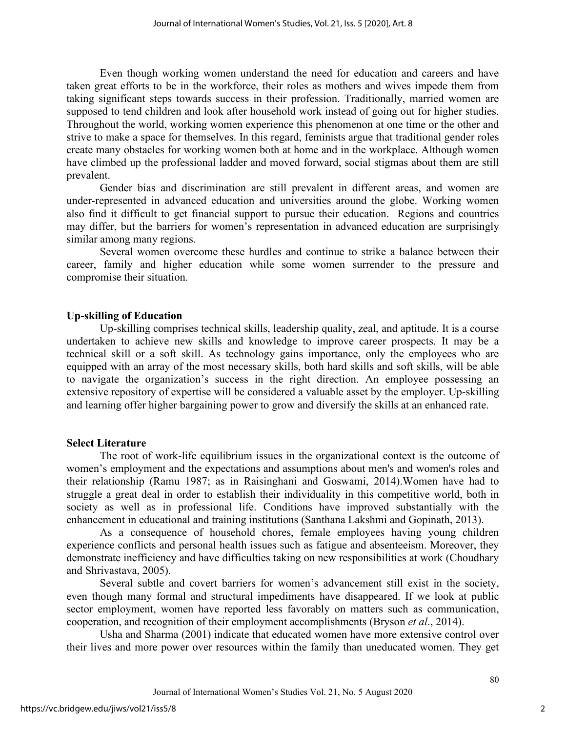Even though working women understand the need for education and careers and have taken great efforts to be in the workforce, their roles as mothers and wives impede them from taking significant steps towards success in their profession. Traditionally, married women are supposed to tend children and look after household work instead of going out for higher studies. Throughout the world, working women experience this phenomenon at one time or the other and strive to make a space for themselves. In this regard, feminists argue that traditional gender roles create many obstacles for working women both at home and in the workplace. Although women have climbed up the professional ladder and moved forward, social stigmas about them are still prevalent.

Gender bias and discrimination are still prevalent in different areas, and women are under-represented in advanced education and universities around the globe. Working women also find it difficult to get financial support to pursue their education. Regions and countries may differ, but the barriers for women's representation in advanced education are surprisingly similar among many regions.

Several women overcome these hurdles and continue to strike a balance between their career, family and higher education while some women surrender to the pressure and compromise their situation.

**Up-skilling of Education**

Up-skilling comprises technical skills, leadership quality, zeal, and aptitude. It is a course undertaken to achieve new skills and knowledge to improve career prospects. It may be a technical skill or a soft skill. As technology gains importance, only the employees who are equipped with an array of the most necessary skills, both hard skills and soft skills, will be able to navigate the organization's success in the right direction. An employee possessing an extensive repository of expertise will be considered a valuable asset by the employer. Up-skilling and learning offer higher bargaining power to grow and diversify the skills at an enhanced rate.

**Select Literature**

The root of work-life equilibrium issues in the organizational context is the outcome of women's employment and the expectations and assumptions about men's and women's roles and their relationship (Ramu 1987; as in Raisinghani and Goswami, 2014).Women have had to struggle a great deal in order to establish their individuality in this competitive world, both in society as well as in professional life. Conditions have improved substantially with the enhancement in educational and training institutions (Santhana Lakshmi and Gopinath, 2013).

As a consequence of household chores, female employees having young children experience conflicts and personal health issues such as fatigue and absenteeism. Moreover, they demonstrate inefficiency and have difficulties taking on new responsibilities at work (Choudhary and Shrivastava, 2005).

Several subtle and covert barriers for women's advancement still exist in the society, even though many formal and structural impediments have disappeared. If we look at public sector employment, women have reported less favorably on matters such as communication, cooperation, and recognition of their employment accomplishments (Bryson *et al*., 2014).

Usha and Sharma (2001) indicate that educated women have more extensive control over their lives and more power over resources within the family than uneducated women. They get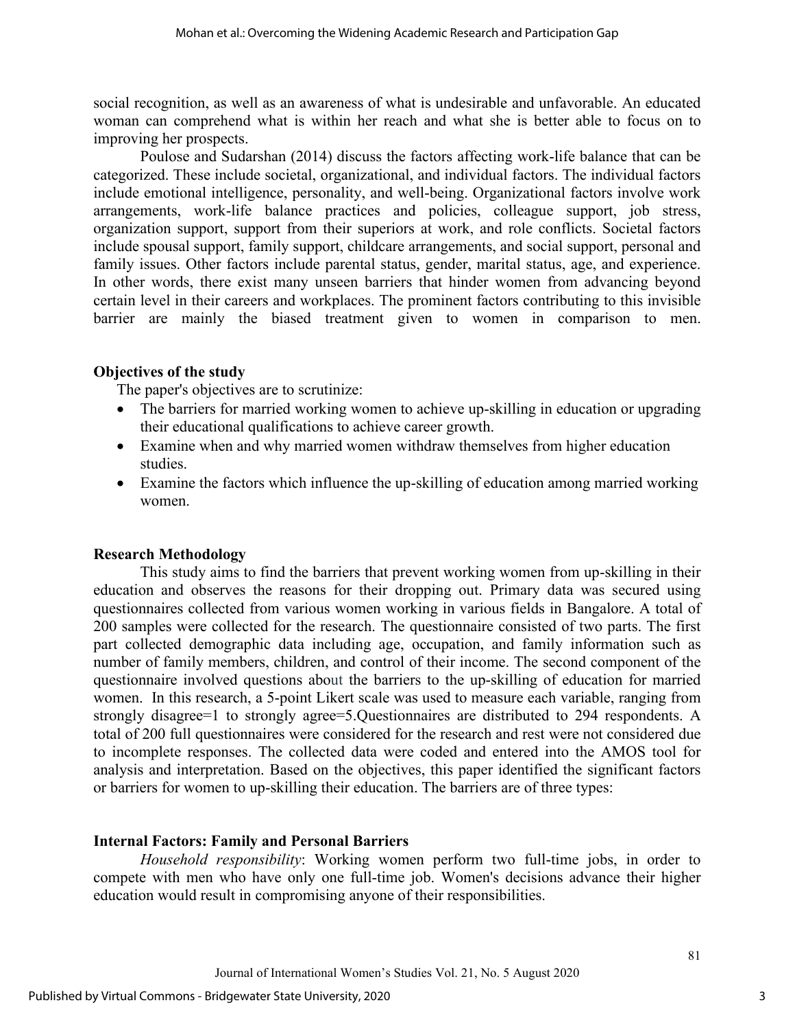social recognition, as well as an awareness of what is undesirable and unfavorable. An educated woman can comprehend what is within her reach and what she is better able to focus on to improving her prospects.

Poulose and Sudarshan (2014) discuss the factors affecting work-life balance that can be categorized. These include societal, organizational, and individual factors. The individual factors include emotional intelligence, personality, and well-being. Organizational factors involve work arrangements, work-life balance practices and policies, colleague support, job stress, organization support, support from their superiors at work, and role conflicts. Societal factors include spousal support, family support, childcare arrangements, and social support, personal and family issues. Other factors include parental status, gender, marital status, age, and experience. In other words, there exist many unseen barriers that hinder women from advancing beyond certain level in their careers and workplaces. The prominent factors contributing to this invisible barrier are mainly the biased treatment given to women in comparison to men.

## Objectives of the study

The paper's objectives are to scrutinize:

- The barriers for married working women to achieve up-skilling in education or upgrading their educational qualifications to achieve career growth.
- Examine when and why married women withdraw themselves from higher education studies.
- Examine the factors which influence the up-skilling of education among married working women.

## Research Methodology

This study aims to find the barriers that prevent working women from up-skilling in their education and observes the reasons for their dropping out. Primary data was secured using questionnaires collected from various women working in various fields in Bangalore. A total of 200 samples were collected for the research. The questionnaire consisted of two parts. The first part collected demographic data including age, occupation, and family information such as number of family members, children, and control of their income. The second component of the questionnaire involved questions about the barriers to the up-skilling of education for married women. In this research, a 5-point Likert scale was used to measure each variable, ranging from strongly disagree=1 to strongly agree=5.Questionnaires are distributed to 294 respondents. A total of 200 full questionnaires were considered for the research and rest were not considered due to incomplete responses. The collected data were coded and entered into the AMOS tool for analysis and interpretation. Based on the objectives, this paper identified the significant factors or barriers for women to up-skilling their education. The barriers are of three types:

## Internal Factors: Family and Personal Barriers

*Household responsibility*: Working women perform two full-time jobs, in order to compete with men who have only one full-time job. Women's decisions advance their higher education would result in compromising anyone of their responsibilities.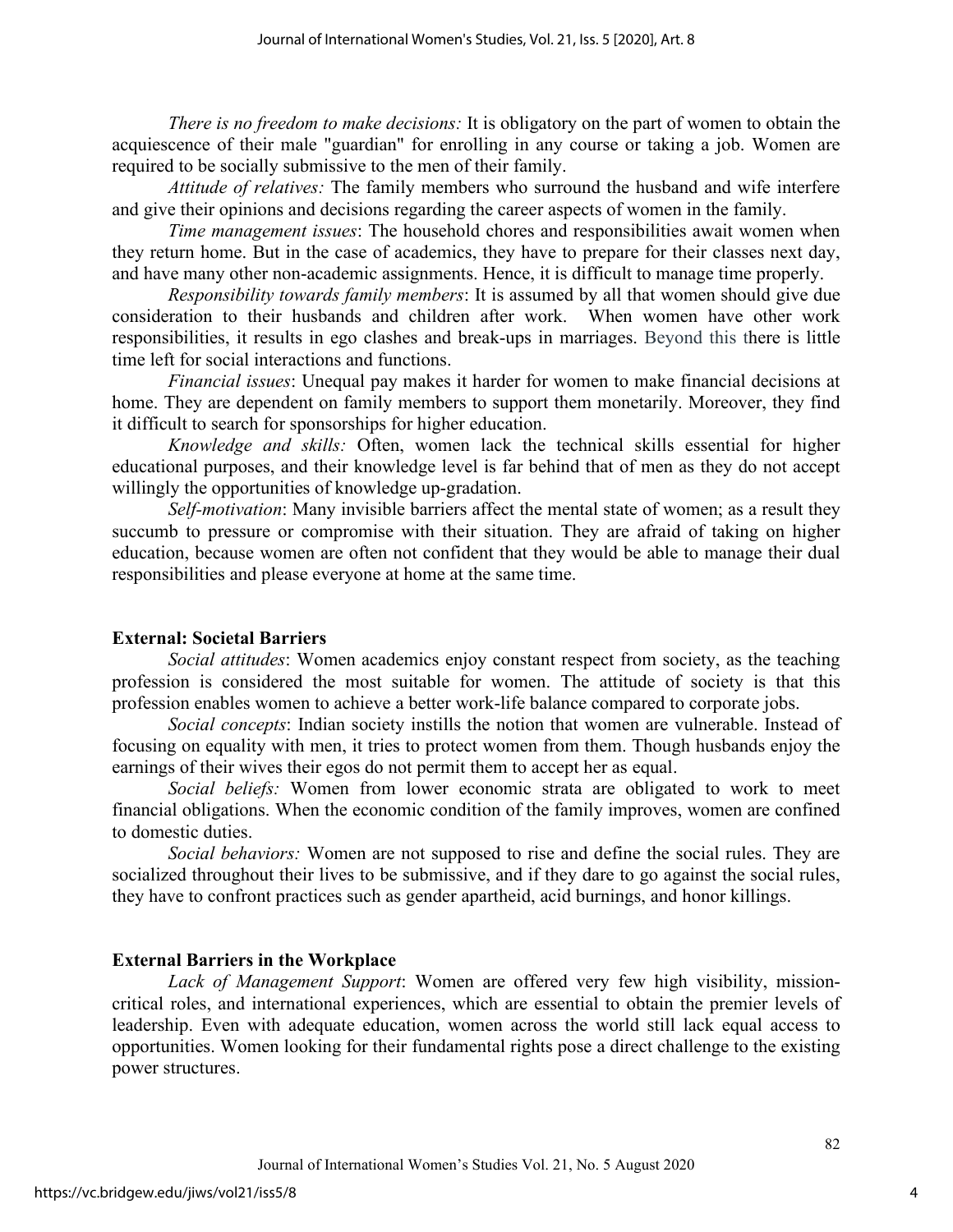*There is no freedom to make decisions:* It is obligatory on the part of women to obtain the acquiescence of their male "guardian" for enrolling in any course or taking a job. Women are required to be socially submissive to the men of their family.

*Attitude of relatives:* The family members who surround the husband and wife interfere and give their opinions and decisions regarding the career aspects of women in the family.

*Time management issues*: The household chores and responsibilities await women when they return home. But in the case of academics, they have to prepare for their classes next day, and have many other non-academic assignments. Hence, it is difficult to manage time properly.

*Responsibility towards family members*: It is assumed by all that women should give due consideration to their husbands and children after work. When women have other work responsibilities, it results in ego clashes and break-ups in marriages. Beyond this there is little time left for social interactions and functions.

*Financial issues*: Unequal pay makes it harder for women to make financial decisions at home. They are dependent on family members to support them monetarily. Moreover, they find it difficult to search for sponsorships for higher education.

*Knowledge and skills:* Often, women lack the technical skills essential for higher educational purposes, and their knowledge level is far behind that of men as they do not accept willingly the opportunities of knowledge up-gradation.

*Self-motivation*: Many invisible barriers affect the mental state of women; as a result they succumb to pressure or compromise with their situation. They are afraid of taking on higher education, because women are often not confident that they would be able to manage their dual responsibilities and please everyone at home at the same time.

## External: Societal Barriers

*Social attitudes*: Women academics enjoy constant respect from society, as the teaching profession is considered the most suitable for women. The attitude of society is that this profession enables women to achieve a better work-life balance compared to corporate jobs.

*Social concepts*: Indian society instills the notion that women are vulnerable. Instead of focusing on equality with men, it tries to protect women from them. Though husbands enjoy the earnings of their wives their egos do not permit them to accept her as equal.

*Social beliefs:* Women from lower economic strata are obligated to work to meet financial obligations. When the economic condition of the family improves, women are confined to domestic duties.

*Social behaviors:* Women are not supposed to rise and define the social rules. They are socialized throughout their lives to be submissive, and if they dare to go against the social rules, they have to confront practices such as gender apartheid, acid burnings, and honor killings.

## External Barriers in the Workplace

*Lack of Management Support*: Women are offered very few high visibility, mission-critical roles, and international experiences, which are essential to obtain the premier levels of leadership. Even with adequate education, women across the world still lack equal access to opportunities. Women looking for their fundamental rights pose a direct challenge to the existing power structures.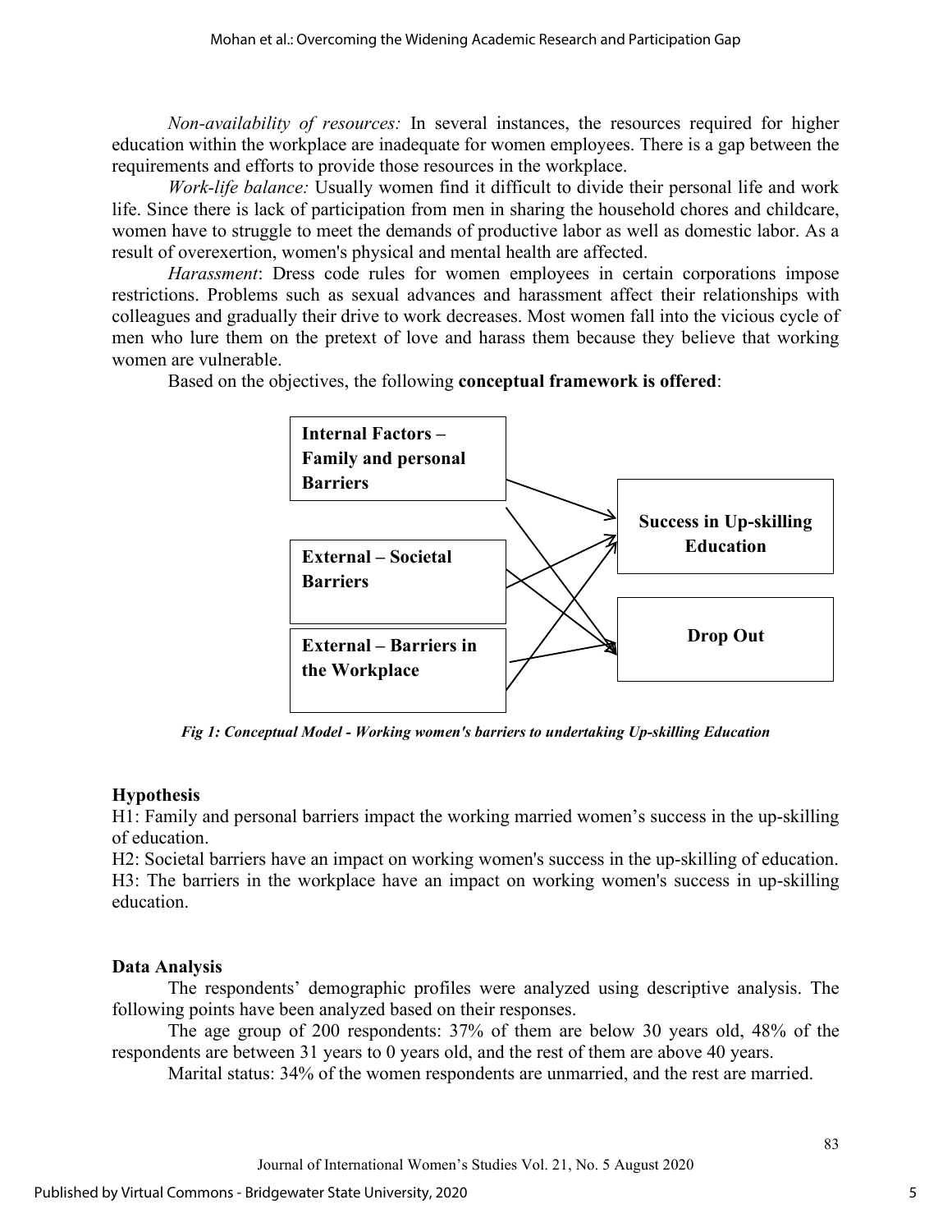*Non-availability of resources:* In several instances, the resources required for higher education within the workplace are inadequate for women employees. There is a gap between the requirements and efforts to provide those resources in the workplace.

*Work-life balance:* Usually women find it difficult to divide their personal life and work life. Since there is lack of participation from men in sharing the household chores and childcare, women have to struggle to meet the demands of productive labor as well as domestic labor. As a result of overexertion, women's physical and mental health are affected.

*Harassment*: Dress code rules for women employees in certain corporations impose restrictions. Problems such as sexual advances and harassment affect their relationships with colleagues and gradually their drive to work decreases. Most women fall into the vicious cycle of men who lure them on the pretext of love and harass them because they believe that working women are vulnerable.

Based on the objectives, the following **conceptual framework is offered**:

**Internal Factors – Family and personal Barriers**

**External – Societal Barriers**

**External – Barriers in the Workplace**

**Success in Up-skilling Education**

**Drop Out**

***Fig 1: Conceptual Model - Working women's barriers to undertaking Up-skilling Education***

### Hypothesis

H1: Family and personal barriers impact the working married women's success in the up-skilling of education.

H2: Societal barriers have an impact on working women's success in the up-skilling of education.

H3: The barriers in the workplace have an impact on working women's success in up-skilling education.

### Data Analysis

The respondents' demographic profiles were analyzed using descriptive analysis. The following points have been analyzed based on their responses.

The age group of 200 respondents: 37% of them are below 30 years old, 48% of the respondents are between 31 years to 0 years old, and the rest of them are above 40 years.

Marital status: 34% of the women respondents are unmarried, and the rest are married.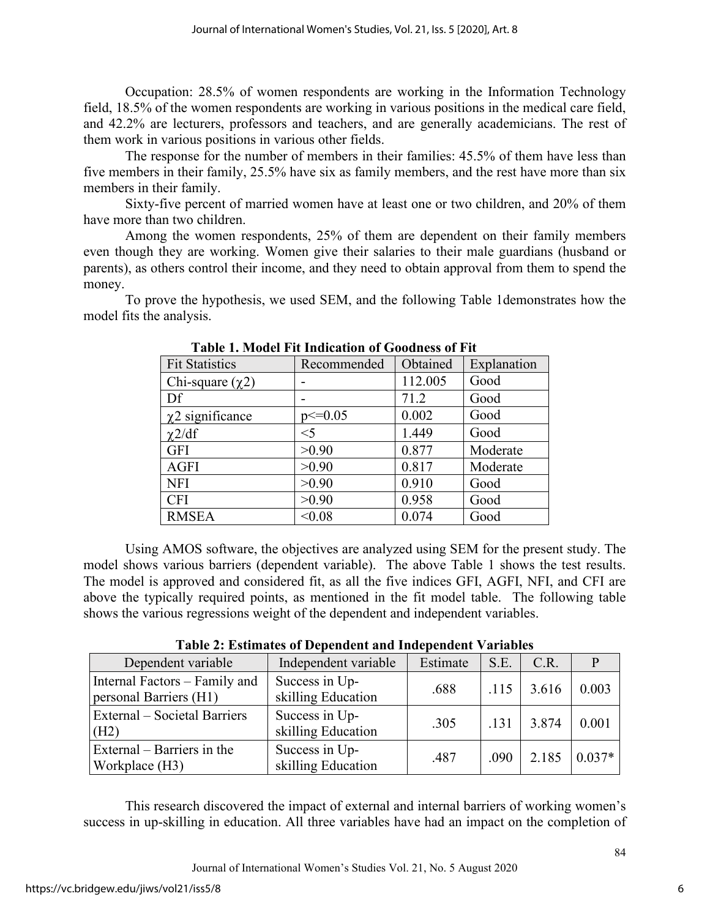Occupation: 28.5% of women respondents are working in the Information Technology field, 18.5% of the women respondents are working in various positions in the medical care field, and 42.2% are lecturers, professors and teachers, and are generally academicians. The rest of them work in various positions in various other fields.

The response for the number of members in their families: 45.5% of them have less than five members in their family, 25.5% have six as family members, and the rest have more than six members in their family.

Sixty-five percent of married women have at least one or two children, and 20% of them have more than two children.

Among the women respondents, 25% of them are dependent on their family members even though they are working. Women give their salaries to their male guardians (husband or parents), as others control their income, and they need to obtain approval from them to spend the money.

To prove the hypothesis, we used SEM, and the following Table 1demonstrates how the model fits the analysis.

**Table 1. Model Fit Indication of Goodness of Fit**

| Fit Statistics | Recommended | Obtained | Explanation |
|---|---|---|---|
| Chi-square ($\chi 2$) | - | 112.005 | Good |
| Df | - | 71.2 | Good |
| $\chi 2$ significance | p<=0.05 | 0.002 | Good |
| $\chi 2$/df | <5 | 1.449 | Good |
| GFI | >0.90 | 0.877 | Moderate |
| AGFI | >0.90 | 0.817 | Moderate |
| NFI | >0.90 | 0.910 | Good |
| CFI | >0.90 | 0.958 | Good |
| RMSEA | <0.08 | 0.074 | Good |

Using AMOS software, the objectives are analyzed using SEM for the present study. The model shows various barriers (dependent variable). The above Table 1 shows the test results. The model is approved and considered fit, as all the five indices GFI, AGFI, NFI, and CFI are above the typically required points, as mentioned in the fit model table. The following table shows the various regressions weight of the dependent and independent variables.

**Table 2: Estimates of Dependent and Independent Variables**

| Dependent variable | Independent variable | Estimate | S.E. | C.R. | P |
|---|---|---|---|---|---|
| Internal Factors – Family and personal Barriers (H1) | Success in Up-skilling Education | .688 | .115 | 3.616 | 0.003 |
| External – Societal Barriers (H2) | Success in Up-skilling Education | .305 | .131 | 3.874 | 0.001 |
| External – Barriers in the Workplace (H3) | Success in Up-skilling Education | .487 | .090 | 2.185 | 0.037* |

This research discovered the impact of external and internal barriers of working women's success in up-skilling in education. All three variables have had an impact on the completion of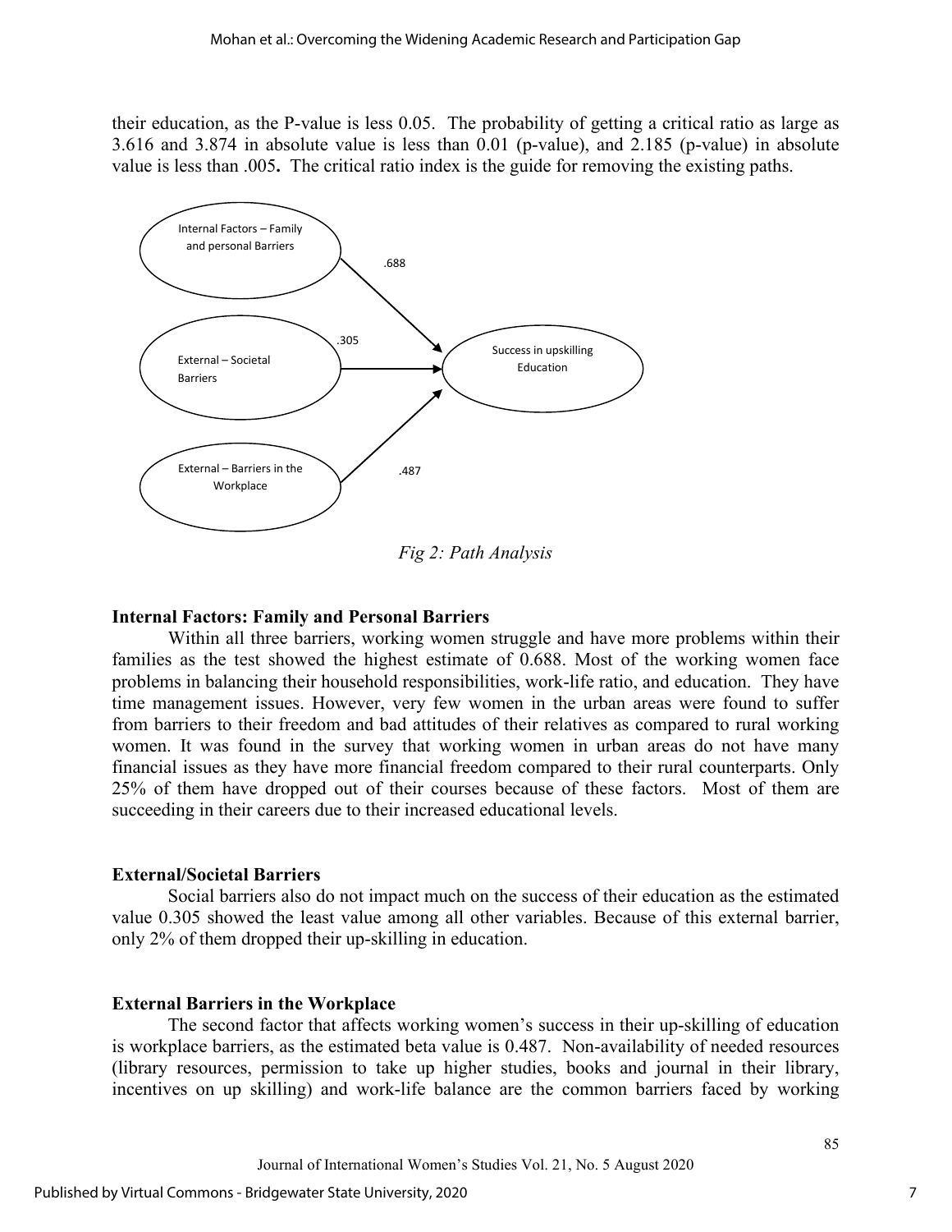their education, as the P-value is less 0.05. The probability of getting a critical ratio as large as 3.616 and 3.874 in absolute value is less than 0.01 (p-value), and 2.185 (p-value) in absolute value is less than .005**.** The critical ratio index is the guide for removing the existing paths.

Internal Factors – Family and personal Barriers → Success in upskilling Education (.688)

External – Societal Barriers → Success in upskilling Education (.305)

External – Barriers in the Workplace → Success in upskilling Education (.487)

*Fig 2: Path Analysis*

**Internal Factors: Family and Personal Barriers**

Within all three barriers, working women struggle and have more problems within their families as the test showed the highest estimate of 0.688. Most of the working women face problems in balancing their household responsibilities, work-life ratio, and education. They have time management issues. However, very few women in the urban areas were found to suffer from barriers to their freedom and bad attitudes of their relatives as compared to rural working women. It was found in the survey that working women in urban areas do not have many financial issues as they have more financial freedom compared to their rural counterparts. Only 25% of them have dropped out of their courses because of these factors. Most of them are succeeding in their careers due to their increased educational levels.

**External/Societal Barriers**

Social barriers also do not impact much on the success of their education as the estimated value 0.305 showed the least value among all other variables. Because of this external barrier, only 2% of them dropped their up-skilling in education.

**External Barriers in the Workplace**

The second factor that affects working women's success in their up-skilling of education is workplace barriers, as the estimated beta value is 0.487. Non-availability of needed resources (library resources, permission to take up higher studies, books and journal in their library, incentives on up skilling) and work-life balance are the common barriers faced by working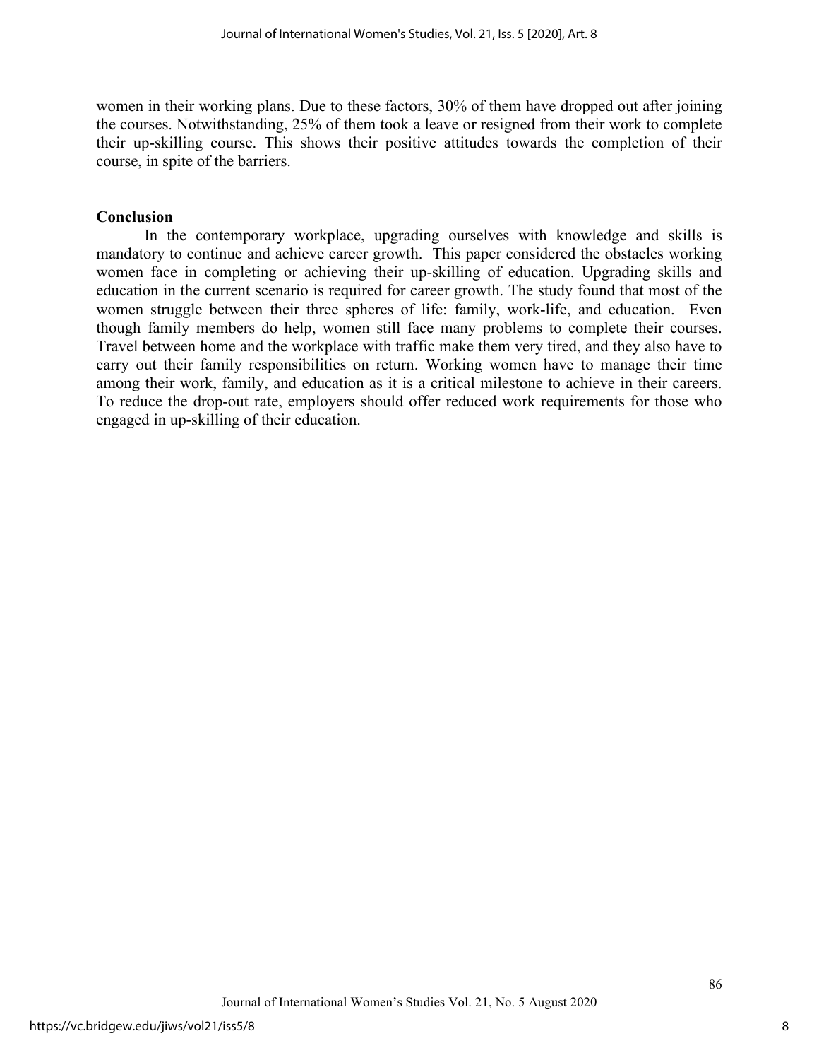women in their working plans. Due to these factors, 30% of them have dropped out after joining the courses. Notwithstanding, 25% of them took a leave or resigned from their work to complete their up-skilling course. This shows their positive attitudes towards the completion of their course, in spite of the barriers.

## Conclusion

In the contemporary workplace, upgrading ourselves with knowledge and skills is mandatory to continue and achieve career growth. This paper considered the obstacles working women face in completing or achieving their up-skilling of education. Upgrading skills and education in the current scenario is required for career growth. The study found that most of the women struggle between their three spheres of life: family, work-life, and education. Even though family members do help, women still face many problems to complete their courses. Travel between home and the workplace with traffic make them very tired, and they also have to carry out their family responsibilities on return. Working women have to manage their time among their work, family, and education as it is a critical milestone to achieve in their careers. To reduce the drop-out rate, employers should offer reduced work requirements for those who engaged in up-skilling of their education.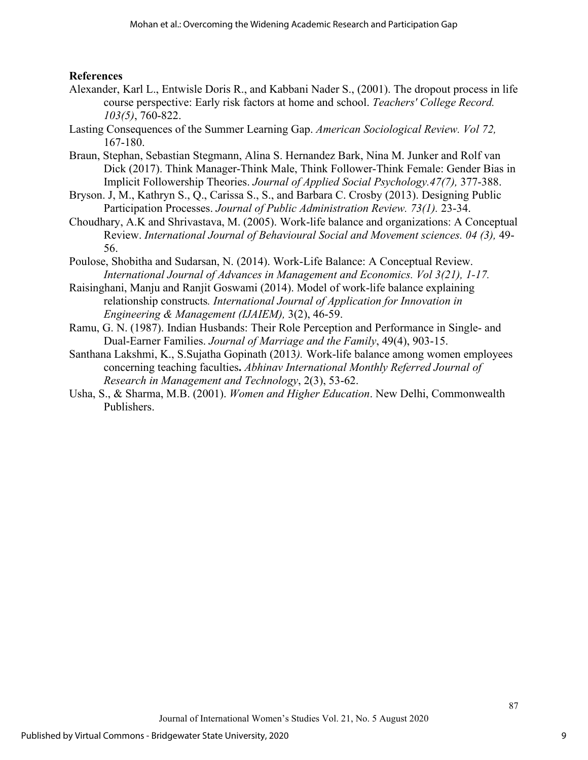**References**

Alexander, Karl L., Entwisle Doris R., and Kabbani Nader S., (2001). The dropout process in life course perspective: Early risk factors at home and school. *Teachers' College Record. 103(5)*, 760-822.

Lasting Consequences of the Summer Learning Gap. *American Sociological Review. Vol 72,* 167-180.

Braun, Stephan, Sebastian Stegmann, Alina S. Hernandez Bark, Nina M. Junker and Rolf van Dick (2017). Think Manager-Think Male, Think Follower-Think Female: Gender Bias in Implicit Followership Theories. *Journal of Applied Social Psychology.47(7),* 377-388.

Bryson. J, M., Kathryn S., Q., Carissa S., S., and Barbara C. Crosby (2013). Designing Public Participation Processes. *Journal of Public Administration Review. 73(1).* 23-34.

Choudhary, A.K and Shrivastava, M. (2005). Work-life balance and organizations: A Conceptual Review. *International Journal of Behavioural Social and Movement sciences. 04 (3),* 49-56.

Poulose, Shobitha and Sudarsan, N. (2014). Work-Life Balance: A Conceptual Review. *International Journal of Advances in Management and Economics. Vol 3(21), 1-17.*

Raisinghani, Manju and Ranjit Goswami (2014). Model of work-life balance explaining relationship constructs*. International Journal of Application for Innovation in Engineering & Management (IJAIEM),* 3(2), 46-59.

Ramu, G. N. (1987). Indian Husbands: Their Role Perception and Performance in Single- and Dual-Earner Families. *Journal of Marriage and the Family*, 49(4), 903-15.

Santhana Lakshmi, K., S.Sujatha Gopinath (2013*).* Work-life balance among women employees concerning teaching faculties**.** *Abhinav International Monthly Referred Journal of Research in Management and Technology*, 2(3), 53-62.

Usha, S., & Sharma, M.B. (2001). *Women and Higher Education*. New Delhi, Commonwealth Publishers.